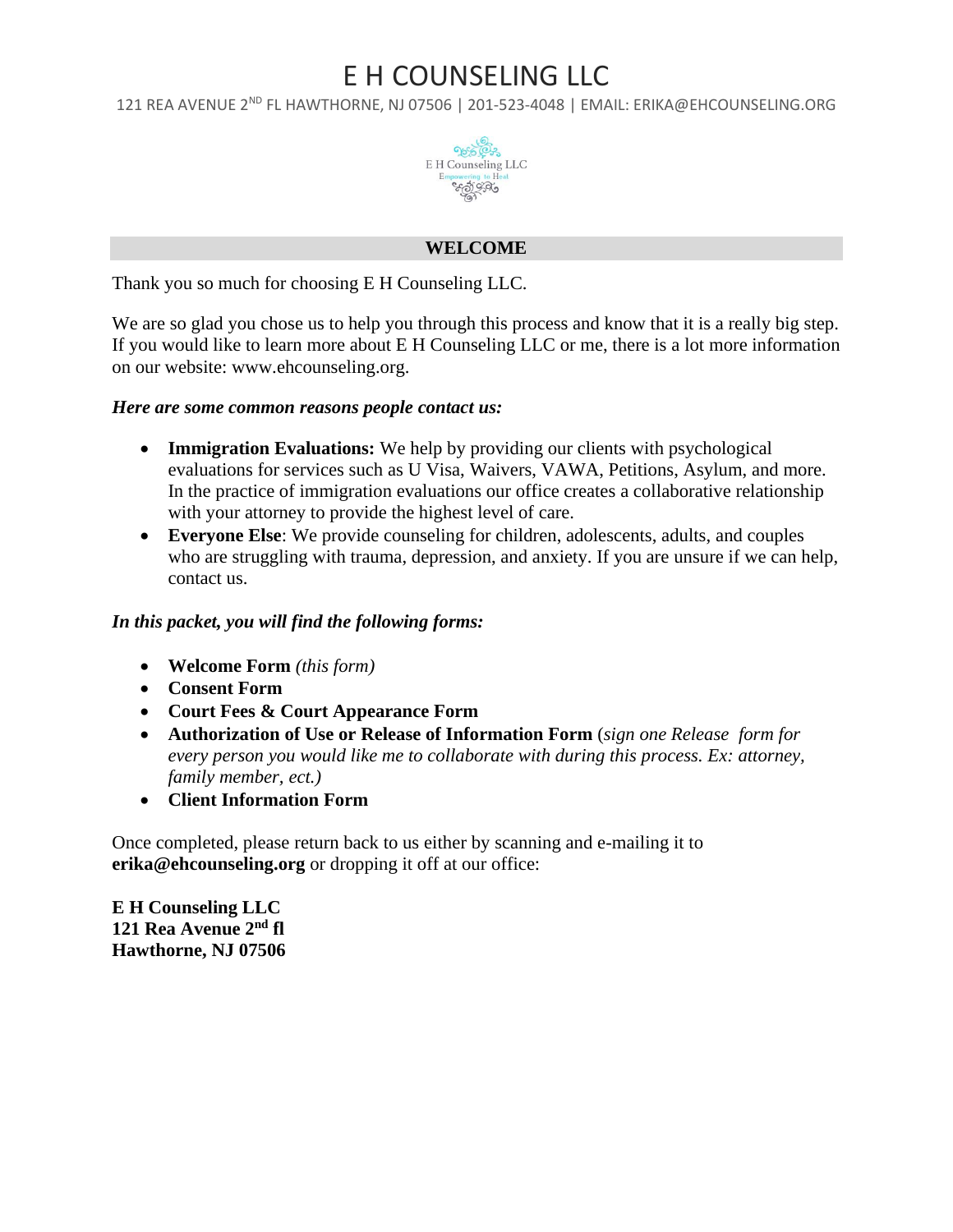# E H COUNSELING LLC

121 REA AVENUE 2ND FL HAWTHORNE, NJ 07506 | 201-523-4048 | EMAIL: ERIKA@EHCOUNSELING.ORG

## WELCOME

Thank you so much for choosing E H Counseling LLC.

We are so glad you chose us to help you through this process and know that it is a really big step. If you would like to learn more about E H Counseling LLC or me, there is a lot more information on our website: www.ehcounseling.org.

***Here are some common reasons people contact us:***

- **Immigration Evaluations:** We help by providing our clients with psychological evaluations for services such as U Visa, Waivers, VAWA, Petitions, Asylum, and more. In the practice of immigration evaluations our office creates a collaborative relationship with your attorney to provide the highest level of care.
- **Everyone Else**: We provide counseling for children, adolescents, adults, and couples who are struggling with trauma, depression, and anxiety. If you are unsure if we can help, contact us.

***In this packet, you will find the following forms:***

- **Welcome Form** *(this form)*
- **Consent Form**
- **Court Fees & Court Appearance Form**
- **Authorization of Use or Release of Information Form** (*sign one Release form for every person you would like me to collaborate with during this process. Ex: attorney, family member, ect.)*
- **Client Information Form**

Once completed, please return back to us either by scanning and e-mailing it to **erika@ehcounseling.org** or dropping it off at our office:

**E H Counseling LLC**
**121 Rea Avenue 2nd fl**
**Hawthorne, NJ 07506**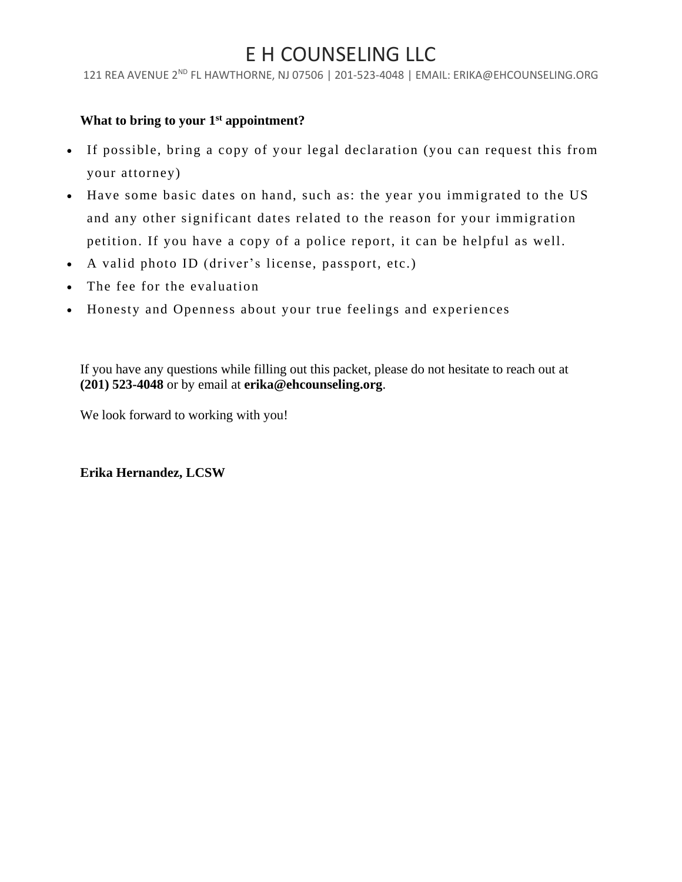# E H COUNSELING LLC

121 REA AVENUE 2ND FL HAWTHORNE, NJ 07506 | 201-523-4048 | EMAIL: ERIKA@EHCOUNSELING.ORG

**What to bring to your 1st appointment?**

- If possible, bring a copy of your legal declaration (you can request this from your attorney)
- Have some basic dates on hand, such as: the year you immigrated to the US and any other significant dates related to the reason for your immigration petition. If you have a copy of a police report, it can be helpful as well.
- A valid photo ID (driver's license, passport, etc.)
- The fee for the evaluation
- Honesty and Openness about your true feelings and experiences

If you have any questions while filling out this packet, please do not hesitate to reach out at **(201) 523-4048** or by email at **erika@ehcounseling.org**.

We look forward to working with you!

**Erika Hernandez, LCSW**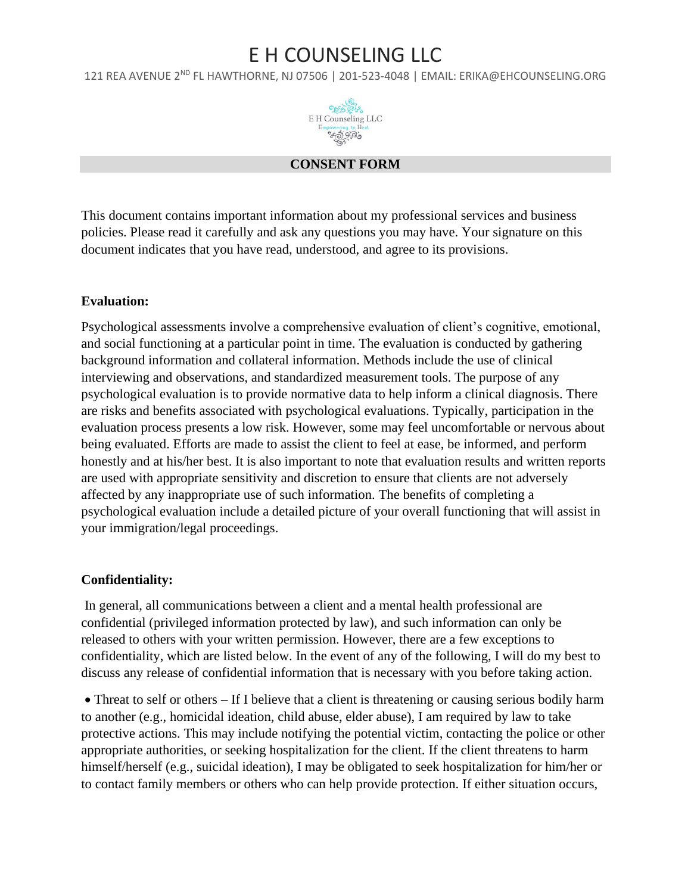# E H COUNSELING LLC

121 REA AVENUE 2ND FL HAWTHORNE, NJ 07506 | 201-523-4048 | EMAIL: ERIKA@EHCOUNSELING.ORG

E H Counseling LLC
Empowering to Heal

## CONSENT FORM

This document contains important information about my professional services and business policies. Please read it carefully and ask any questions you may have. Your signature on this document indicates that you have read, understood, and agree to its provisions.

**Evaluation:**

Psychological assessments involve a comprehensive evaluation of client's cognitive, emotional, and social functioning at a particular point in time. The evaluation is conducted by gathering background information and collateral information. Methods include the use of clinical interviewing and observations, and standardized measurement tools. The purpose of any psychological evaluation is to provide normative data to help inform a clinical diagnosis. There are risks and benefits associated with psychological evaluations. Typically, participation in the evaluation process presents a low risk. However, some may feel uncomfortable or nervous about being evaluated. Efforts are made to assist the client to feel at ease, be informed, and perform honestly and at his/her best. It is also important to note that evaluation results and written reports are used with appropriate sensitivity and discretion to ensure that clients are not adversely affected by any inappropriate use of such information. The benefits of completing a psychological evaluation include a detailed picture of your overall functioning that will assist in your immigration/legal proceedings.

**Confidentiality:**

In general, all communications between a client and a mental health professional are confidential (privileged information protected by law), and such information can only be released to others with your written permission. However, there are a few exceptions to confidentiality, which are listed below. In the event of any of the following, I will do my best to discuss any release of confidential information that is necessary with you before taking action.

- Threat to self or others – If I believe that a client is threatening or causing serious bodily harm to another (e.g., homicidal ideation, child abuse, elder abuse), I am required by law to take protective actions. This may include notifying the potential victim, contacting the police or other appropriate authorities, or seeking hospitalization for the client. If the client threatens to harm himself/herself (e.g., suicidal ideation), I may be obligated to seek hospitalization for him/her or to contact family members or others who can help provide protection. If either situation occurs,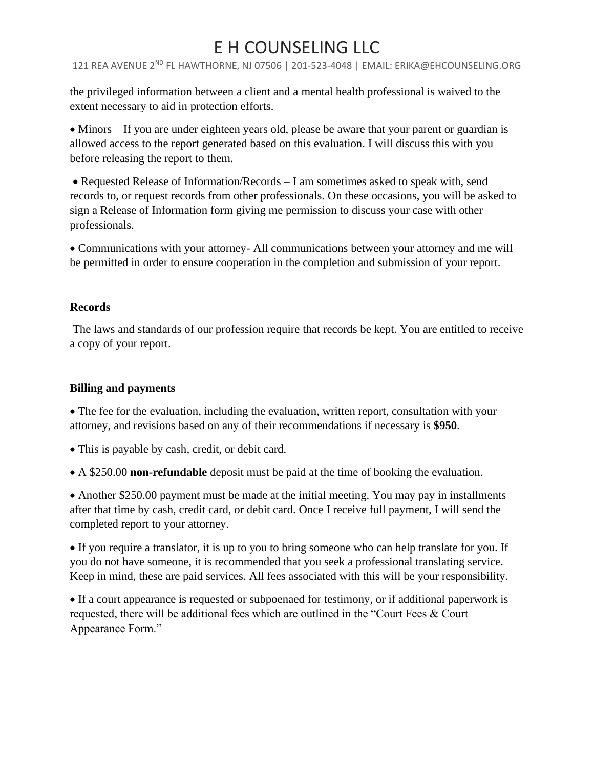the privileged information between a client and a mental health professional is waived to the extent necessary to aid in protection efforts.

- Minors – If you are under eighteen years old, please be aware that your parent or guardian is allowed access to the report generated based on this evaluation. I will discuss this with you before releasing the report to them.

- Requested Release of Information/Records – I am sometimes asked to speak with, send records to, or request records from other professionals. On these occasions, you will be asked to sign a Release of Information form giving me permission to discuss your case with other professionals.

- Communications with your attorney- All communications between your attorney and me will be permitted in order to ensure cooperation in the completion and submission of your report.

**Records**

The laws and standards of our profession require that records be kept. You are entitled to receive a copy of your report.

**Billing and payments**

- The fee for the evaluation, including the evaluation, written report, consultation with your attorney, and revisions based on any of their recommendations if necessary is **$950**.

- This is payable by cash, credit, or debit card.

- A $250.00 **non-refundable** deposit must be paid at the time of booking the evaluation.

- Another $250.00 payment must be made at the initial meeting. You may pay in installments after that time by cash, credit card, or debit card. Once I receive full payment, I will send the completed report to your attorney.

- If you require a translator, it is up to you to bring someone who can help translate for you. If you do not have someone, it is recommended that you seek a professional translating service. Keep in mind, these are paid services. All fees associated with this will be your responsibility.

- If a court appearance is requested or subpoenaed for testimony, or if additional paperwork is requested, there will be additional fees which are outlined in the "Court Fees & Court Appearance Form."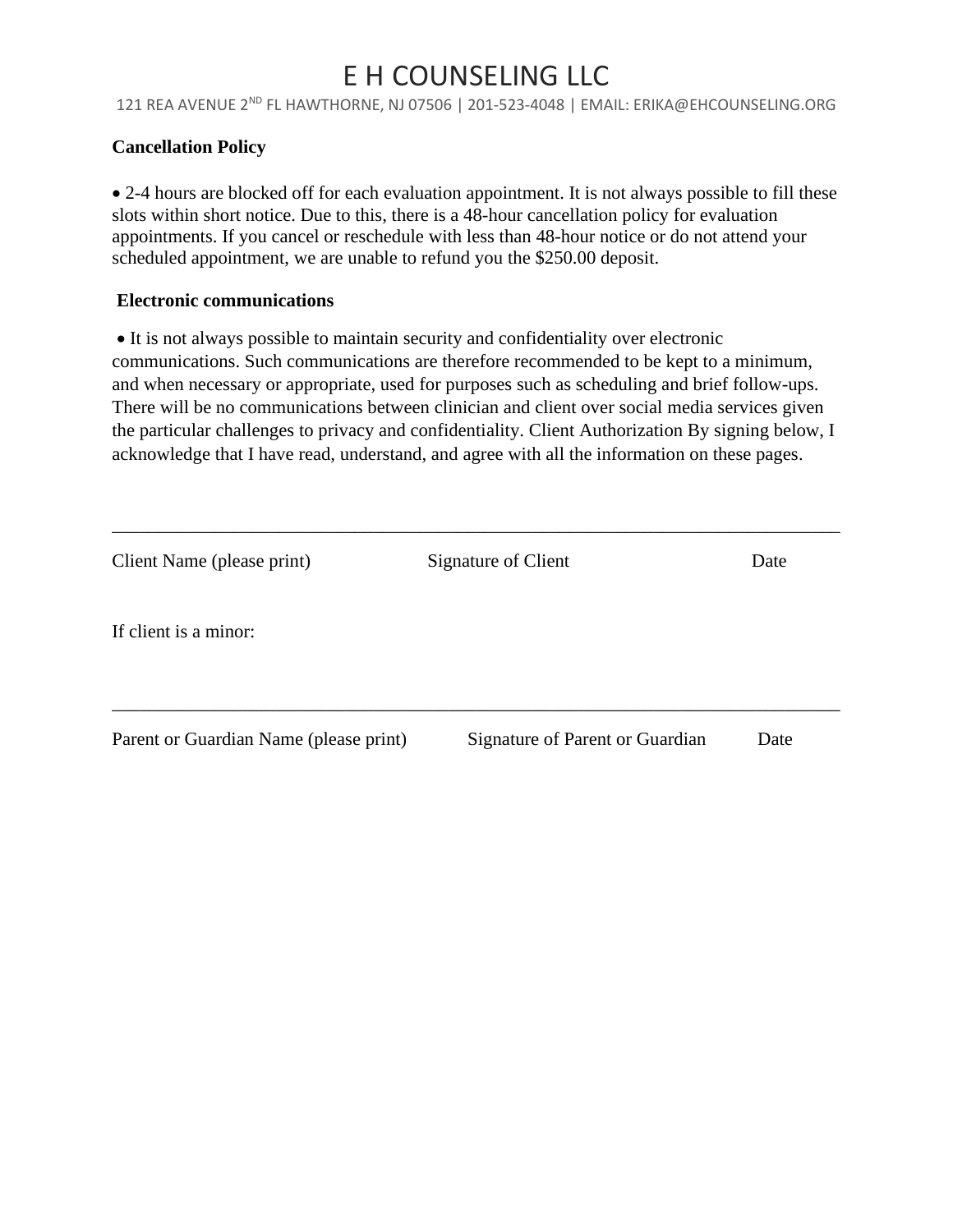# E H COUNSELING LLC

121 REA AVENUE 2ND FL HAWTHORNE, NJ 07506 | 201-523-4048 | EMAIL: ERIKA@EHCOUNSELING.ORG

**Cancellation Policy**

- 2-4 hours are blocked off for each evaluation appointment. It is not always possible to fill these slots within short notice. Due to this, there is a 48-hour cancellation policy for evaluation appointments. If you cancel or reschedule with less than 48-hour notice or do not attend your scheduled appointment, we are unable to refund you the $250.00 deposit.

**Electronic communications**

- It is not always possible to maintain security and confidentiality over electronic communications. Such communications are therefore recommended to be kept to a minimum, and when necessary or appropriate, used for purposes such as scheduling and brief follow-ups. There will be no communications between clinician and client over social media services given the particular challenges to privacy and confidentiality. Client Authorization By signing below, I acknowledge that I have read, understand, and agree with all the information on these pages.

_______________________________________________________________________________

Client Name (please print)    Signature of Client    Date

If client is a minor:

_______________________________________________________________________________

Parent or Guardian Name (please print)    Signature of Parent or Guardian    Date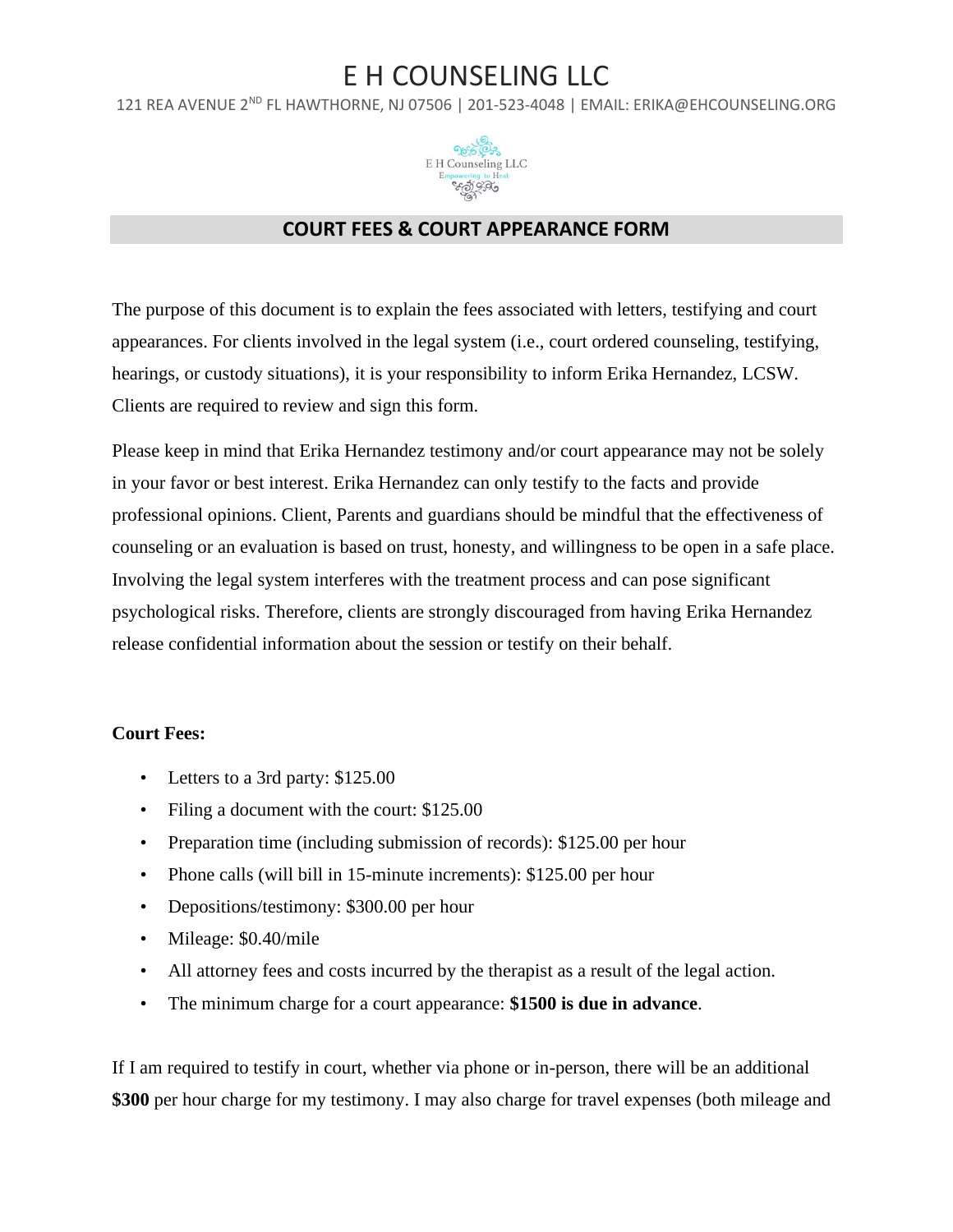# E H COUNSELING LLC

121 REA AVENUE 2[ND] FL HAWTHORNE, NJ 07506 | 201-523-4048 | EMAIL: ERIKA@EHCOUNSELING.ORG

## COURT FEES & COURT APPEARANCE FORM

The purpose of this document is to explain the fees associated with letters, testifying and court appearances. For clients involved in the legal system (i.e., court ordered counseling, testifying, hearings, or custody situations), it is your responsibility to inform Erika Hernandez, LCSW. Clients are required to review and sign this form.

Please keep in mind that Erika Hernandez testimony and/or court appearance may not be solely in your favor or best interest. Erika Hernandez can only testify to the facts and provide professional opinions. Client, Parents and guardians should be mindful that the effectiveness of counseling or an evaluation is based on trust, honesty, and willingness to be open in a safe place. Involving the legal system interferes with the treatment process and can pose significant psychological risks. Therefore, clients are strongly discouraged from having Erika Hernandez release confidential information about the session or testify on their behalf.

**Court Fees:**

- Letters to a 3rd party: $125.00
- Filing a document with the court: $125.00
- Preparation time (including submission of records): $125.00 per hour
- Phone calls (will bill in 15-minute increments): $125.00 per hour
- Depositions/testimony: $300.00 per hour
- Mileage: $0.40/mile
- All attorney fees and costs incurred by the therapist as a result of the legal action.
- The minimum charge for a court appearance: **$1500 is due in advance**.

If I am required to testify in court, whether via phone or in-person, there will be an additional **$300** per hour charge for my testimony. I may also charge for travel expenses (both mileage and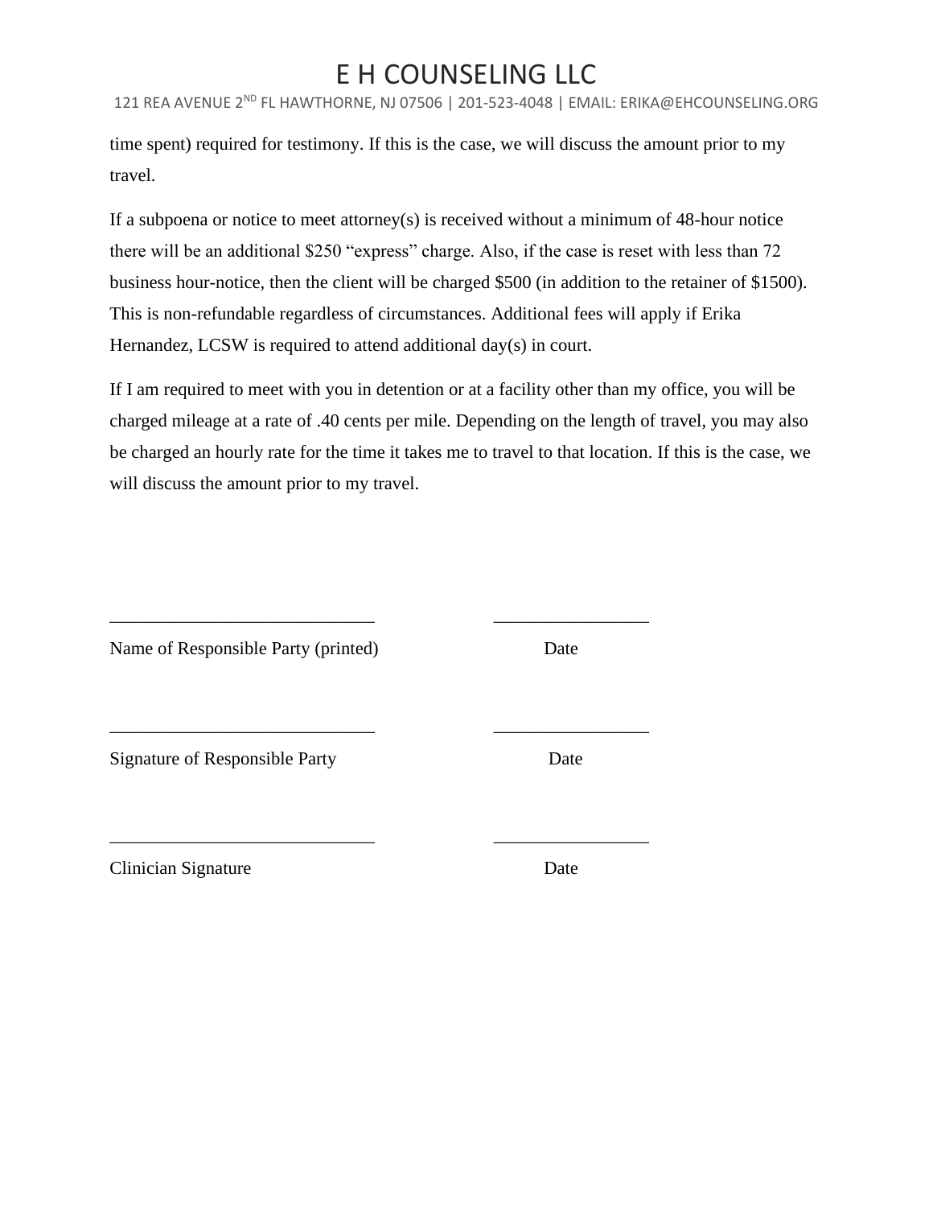time spent) required for testimony. If this is the case, we will discuss the amount prior to my travel.

If a subpoena or notice to meet attorney(s) is received without a minimum of 48-hour notice there will be an additional $250 “express” charge. Also, if the case is reset with less than 72 business hour-notice, then the client will be charged $500 (in addition to the retainer of $1500). This is non-refundable regardless of circumstances. Additional fees will apply if Erika Hernandez, LCSW is required to attend additional day(s) in court.

If I am required to meet with you in detention or at a facility other than my office, you will be charged mileage at a rate of .40 cents per mile. Depending on the length of travel, you may also be charged an hourly rate for the time it takes me to travel to that location. If this is the case, we will discuss the amount prior to my travel.

_____________________________ _________________

Name of Responsible Party (printed) Date

_____________________________ _________________

Signature of Responsible Party Date

_____________________________ _________________

Clinician Signature Date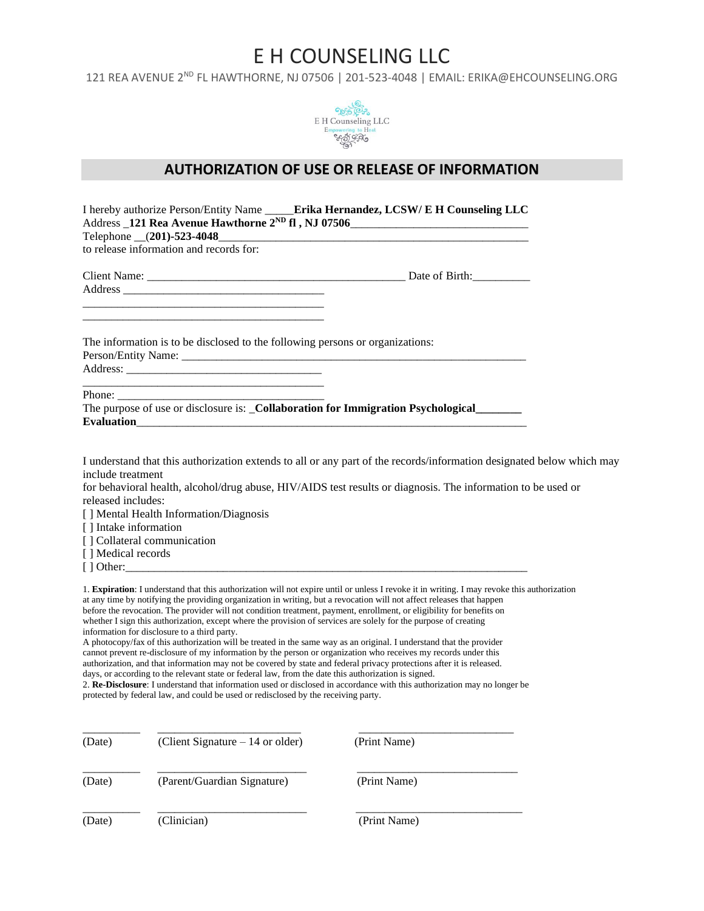# E H COUNSELING LLC

121 REA AVENUE 2ND FL HAWTHORNE, NJ 07506 | 201-523-4048 | EMAIL: ERIKA@EHCOUNSELING.ORG

E H Counseling LLC
Empowering to Heal

## AUTHORIZATION OF USE OR RELEASE OF INFORMATION

I hereby authorize Person/Entity Name _____**Erika Hernandez, LCSW/ E H Counseling LLC**
Address _**121 Rea Avenue Hawthorne 2ND fl , NJ 07506**______________________________
Telephone __(**201)-523-4048**_____________________________________________________
to release information and records for:

Client Name: ____________________________________________ Date of Birth:__________
Address __________________________________
__________________________________________
__________________________________________

The information is to be disclosed to the following persons or organizations:
Person/Entity Name: ___________________________________________________________
Address: _________________________________
__________________________________________
Phone: ___________________________________
The purpose of use or disclosure is: _**Collaboration for Immigration Psychological_______ Evaluation**____________________________________________________________________

I understand that this authorization extends to all or any part of the records/information designated below which may include treatment
for behavioral health, alcohol/drug abuse, HIV/AIDS test results or diagnosis. The information to be used or released includes:

[ ] Mental Health Information/Diagnosis
[ ] Intake information
[ ] Collateral communication
[ ] Medical records
[ ] Other:_________________________________________________________________________

1. **Expiration**: I understand that this authorization will not expire until or unless I revoke it in writing. I may revoke this authorization at any time by notifying the providing organization in writing, but a revocation will not affect releases that happen before the revocation. The provider will not condition treatment, payment, enrollment, or eligibility for benefits on whether I sign this authorization, except where the provision of services are solely for the purpose of creating information for disclosure to a third party.
A photocopy/fax of this authorization will be treated in the same way as an original. I understand that the provider cannot prevent re-disclosure of my information by the person or organization who receives my records under this authorization, and that information may not be covered by state and federal privacy protections after it is released. days, or according to the relevant state or federal law, from the date this authorization is signed.
2. **Re-Disclosure**: I understand that information used or disclosed in accordance with this authorization may no longer be protected by federal law, and could be used or redisclosed by the receiving party.

__________ ________________________ ___________________________
(Date) (Client Signature – 14 or older) (Print Name)

__________ ________________________ ___________________________
(Date) (Parent/Guardian Signature) (Print Name)

__________ ________________________ ___________________________
(Date) (Clinician) (Print Name)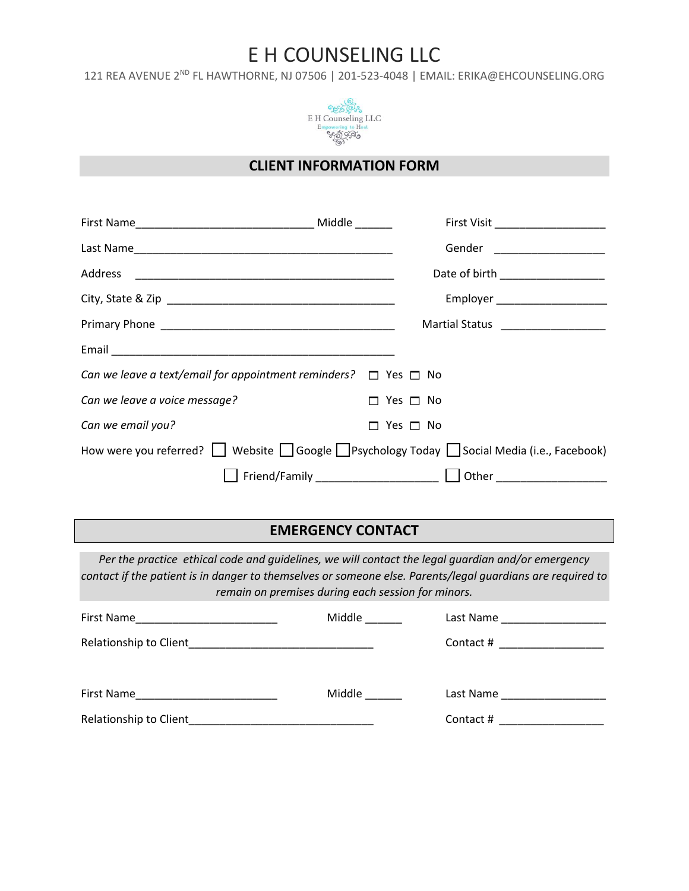# E H COUNSELING LLC

121 REA AVENUE 2ND FL HAWTHORNE, NJ 07506 | 201-523-4048 | EMAIL: ERIKA@EHCOUNSELING.ORG

## CLIENT INFORMATION FORM

First Name_____________________________ Middle ______ First Visit __________________

Last Name__________________________________________ Gender __________________

Address __________________________________________ Date of birth _________________

City, State & Zip _____________________________________ Employer __________________

Primary Phone ______________________________________ Martial Status _________________

Email ______________________________________________

*Can we leave a text/email for appointment reminders?* ☐ Yes ☐ No

*Can we leave a voice message?* ☐ Yes ☐ No

*Can we email you?* ☐ Yes ☐ No

How were you referred? ☐ Website ☐ Google ☐ Psychology Today ☐ Social Media (i.e., Facebook)

☐ Friend/Family ____________________ ☐ Other __________________

## EMERGENCY CONTACT

*Per the practice ethical code and guidelines, we will contact the legal guardian and/or emergency contact if the patient is in danger to themselves or someone else. Parents/legal guardians are required to remain on premises during each session for minors.*

First Name______________________ Middle ______ Last Name _________________

Relationship to Client______________________________ Contact # _________________

First Name______________________ Middle ______ Last Name _________________

Relationship to Client______________________________ Contact # _________________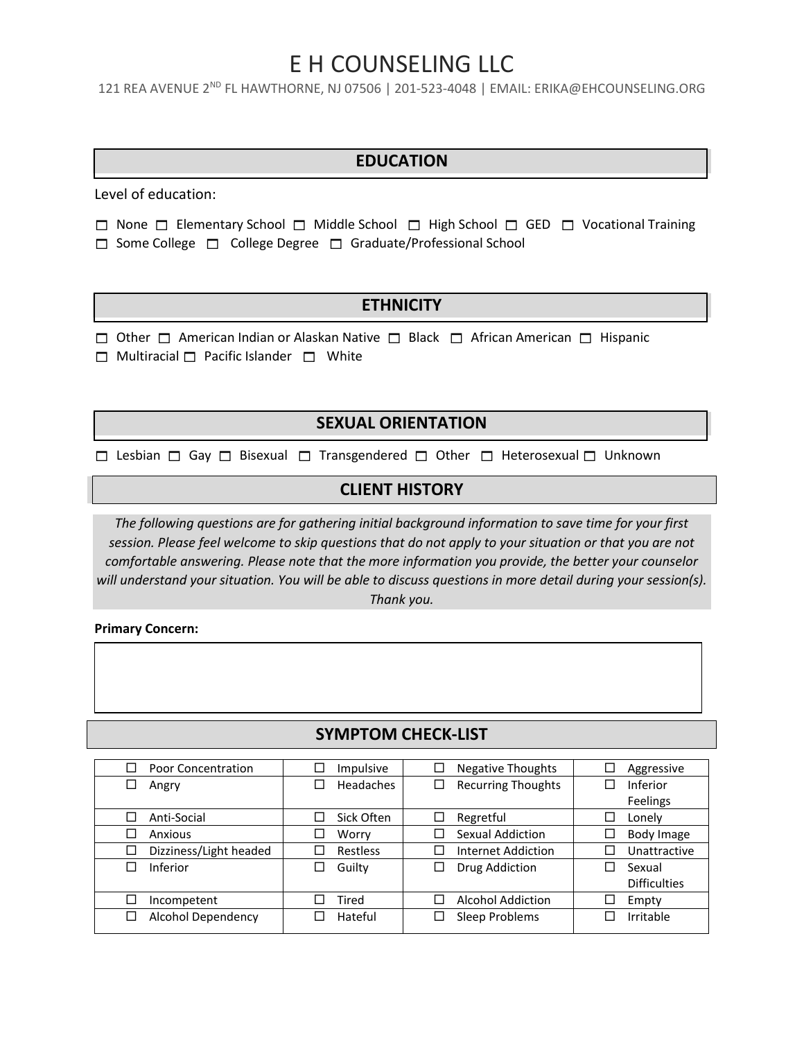# E H COUNSELING LLC

121 REA AVENUE 2ND FL HAWTHORNE, NJ 07506 | 201-523-4048 | EMAIL: ERIKA@EHCOUNSELING.ORG

## EDUCATION

Level of education:

☐ None ☐ Elementary School ☐ Middle School ☐ High School ☐ GED ☐ Vocational Training
☐ Some College ☐ College Degree ☐ Graduate/Professional School

## ETHNICITY

☐ Other ☐ American Indian or Alaskan Native ☐ Black ☐ African American ☐ Hispanic
☐ Multiracial ☐ Pacific Islander ☐ White

## SEXUAL ORIENTATION

☐ Lesbian ☐ Gay ☐ Bisexual ☐ Transgendered ☐ Other ☐ Heterosexual ☐ Unknown

## CLIENT HISTORY

*The following questions are for gathering initial background information to save time for your first session. Please feel welcome to skip questions that do not apply to your situation or that you are not comfortable answering. Please note that the more information you provide, the better your counselor will understand your situation. You will be able to discuss questions in more detail during your session(s). Thank you.*

**Primary Concern:**

## SYMPTOM CHECK-LIST

| | | | |
|---|---|---|---|
| ☐ Poor Concentration | ☐ Impulsive | ☐ Negative Thoughts | ☐ Aggressive |
| ☐ Angry | ☐ Headaches | ☐ Recurring Thoughts | ☐ Inferior Feelings |
| ☐ Anti-Social | ☐ Sick Often | ☐ Regretful | ☐ Lonely |
| ☐ Anxious | ☐ Worry | ☐ Sexual Addiction | ☐ Body Image |
| ☐ Dizziness/Light headed | ☐ Restless | ☐ Internet Addiction | ☐ Unattractive |
| ☐ Inferior | ☐ Guilty | ☐ Drug Addiction | ☐ Sexual Difficulties |
| ☐ Incompetent | ☐ Tired | ☐ Alcohol Addiction | ☐ Empty |
| ☐ Alcohol Dependency | ☐ Hateful | ☐ Sleep Problems | ☐ Irritable |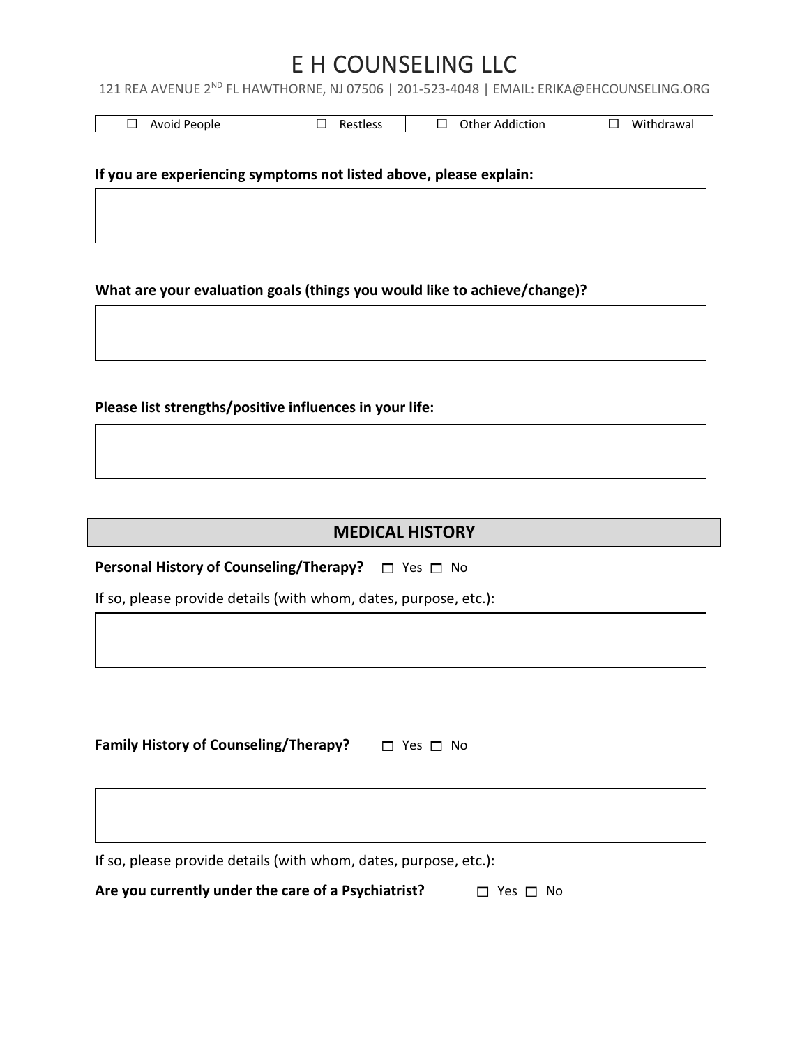# E H COUNSELING LLC

121 REA AVENUE 2ND FL HAWTHORNE, NJ 07506 | 201-523-4048 | EMAIL: ERIKA@EHCOUNSELING.ORG

| ☐ Avoid People | ☐ Restless | ☐ Other Addiction | ☐ Withdrawal |
|---|---|---|---|

**If you are experiencing symptoms not listed above, please explain:**

**What are your evaluation goals (things you would like to achieve/change)?**

**Please list strengths/positive influences in your life:**

## MEDICAL HISTORY

**Personal History of Counseling/Therapy?** ☐ Yes ☐ No

If so, please provide details (with whom, dates, purpose, etc.):

**Family History of Counseling/Therapy?** ☐ Yes ☐ No

If so, please provide details (with whom, dates, purpose, etc.):

**Are you currently under the care of a Psychiatrist?** ☐ Yes ☐ No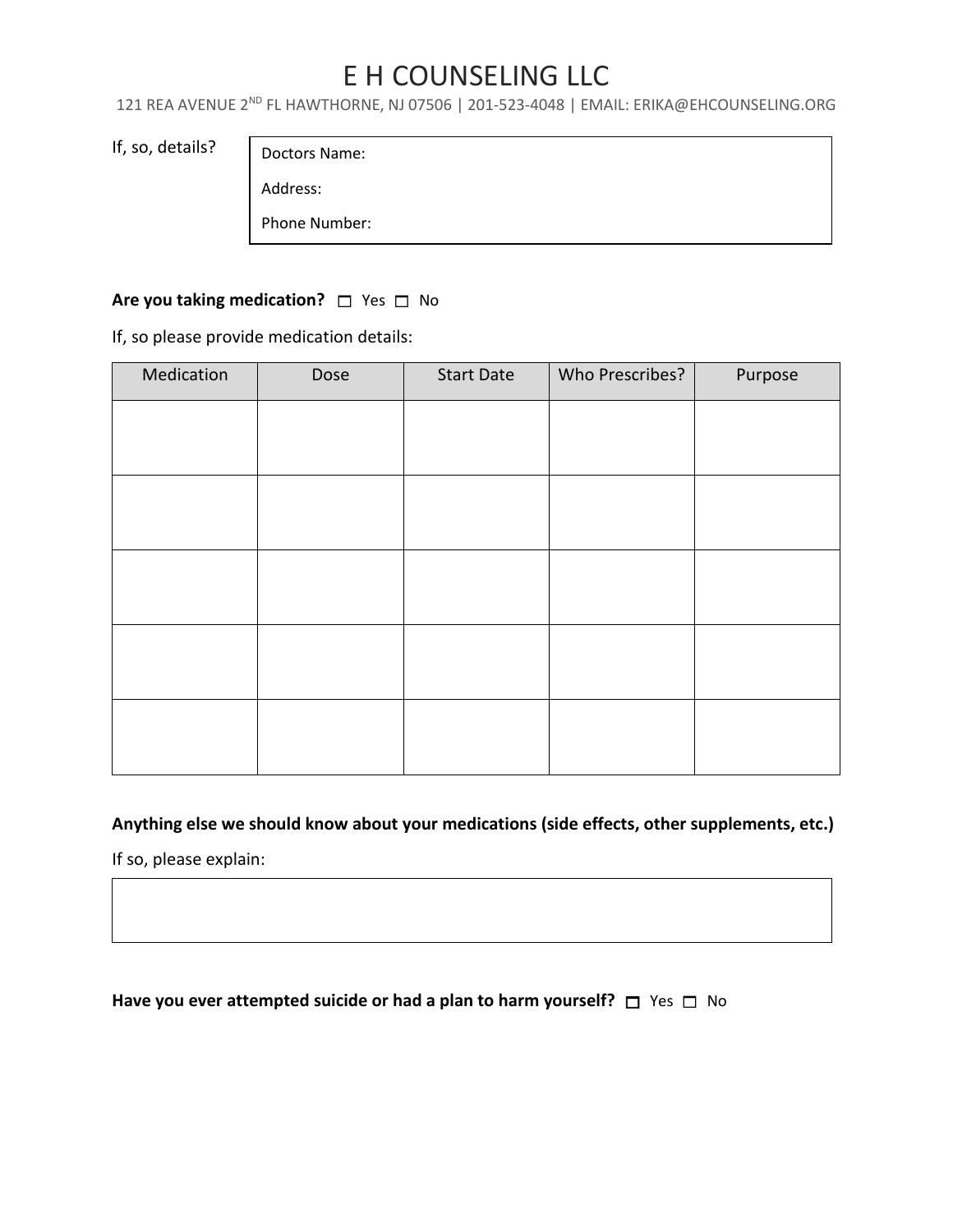# E H COUNSELING LLC

121 REA AVENUE 2ND FL HAWTHORNE, NJ 07506 | 201-523-4048 | EMAIL: ERIKA@EHCOUNSELING.ORG

If, so, details?

Doctors Name:

Address:

Phone Number:

**Are you taking medication?** ☐ Yes ☐ No

If, so please provide medication details:

| Medication | Dose | Start Date | Who Prescribes? | Purpose |
|---|---|---|---|---|
| | | | | |
| | | | | |
| | | | | |
| | | | | |
| | | | | |

**Anything else we should know about your medications (side effects, other supplements, etc.)**

If so, please explain:

**Have you ever attempted suicide or had a plan to harm yourself?** ☐ Yes ☐ No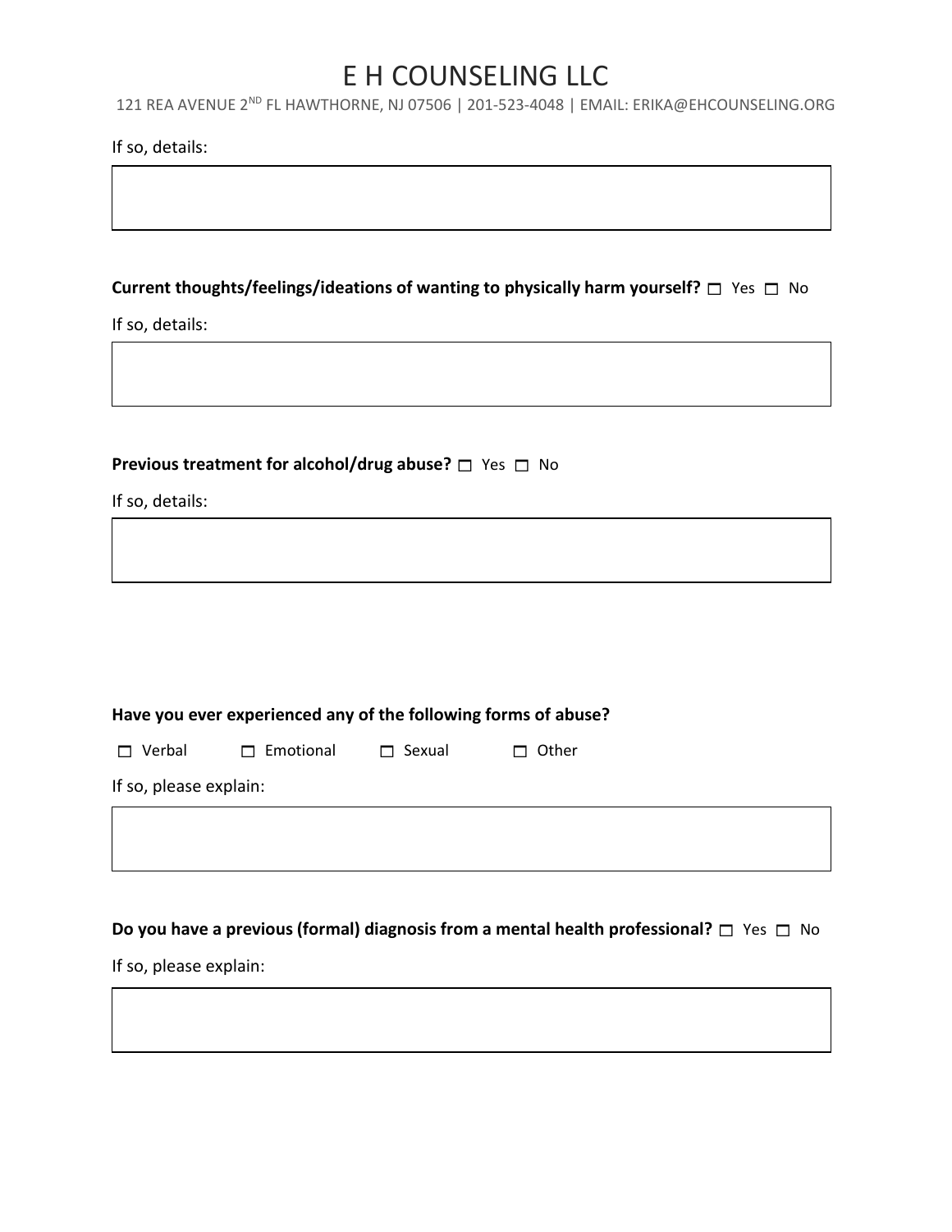If so, details:

&nbsp;

**Current thoughts/feelings/ideations of wanting to physically harm yourself?** ☐ Yes ☐ No

If so, details:

&nbsp;

**Previous treatment for alcohol/drug abuse?** ☐ Yes ☐ No

If so, details:

&nbsp;

**Have you ever experienced any of the following forms of abuse?**

☐ Verbal ☐ Emotional ☐ Sexual ☐ Other

If so, please explain:

&nbsp;

**Do you have a previous (formal) diagnosis from a mental health professional?** ☐ Yes ☐ No

If so, please explain: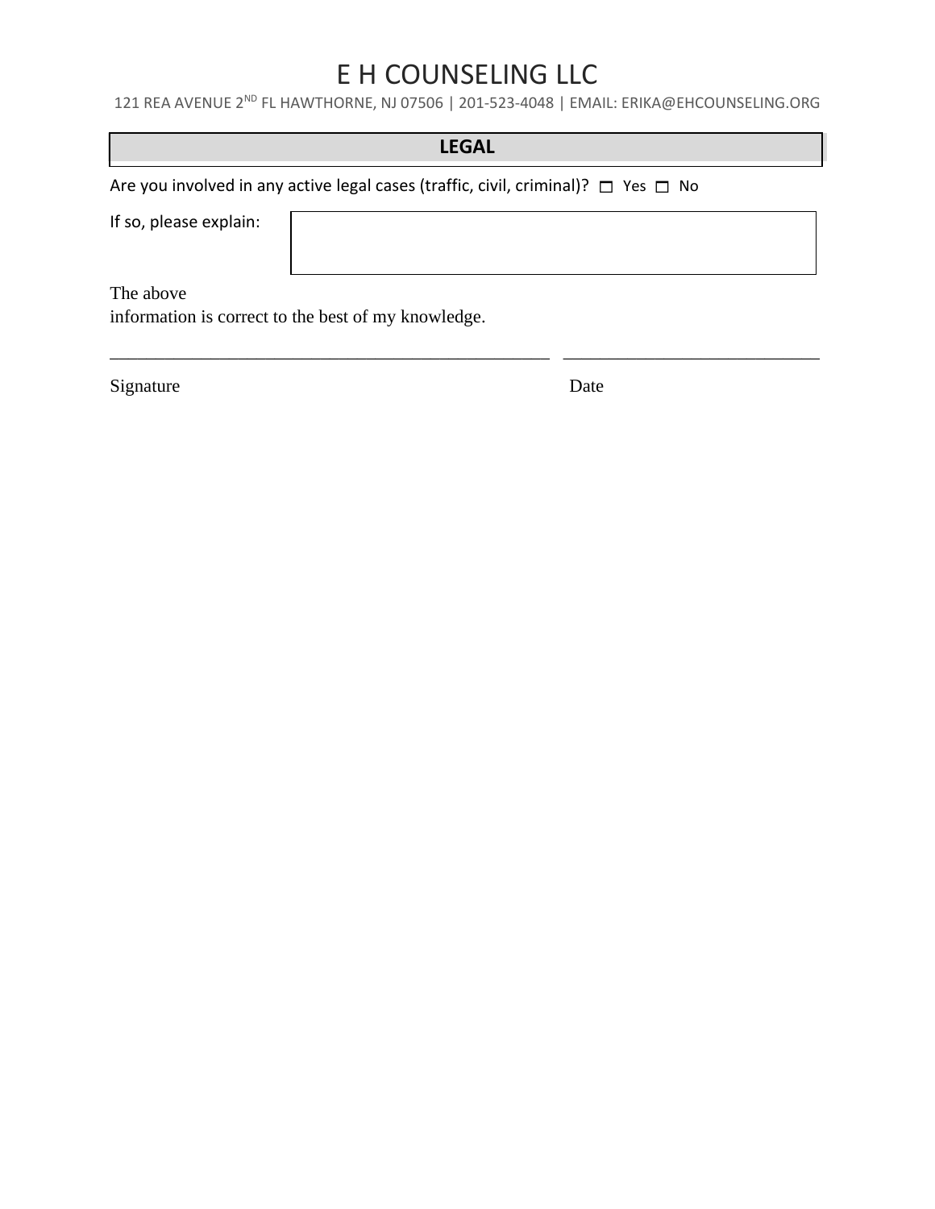# E H COUNSELING LLC

121 REA AVENUE 2ND FL HAWTHORNE, NJ 07506 | 201-523-4048 | EMAIL: ERIKA@EHCOUNSELING.ORG

## LEGAL

Are you involved in any active legal cases (traffic, civil, criminal)? ☐ Yes ☐ No

If so, please explain:

The above information is correct to the best of my knowledge.

_______________________________________________ ____________________________

Signature Date